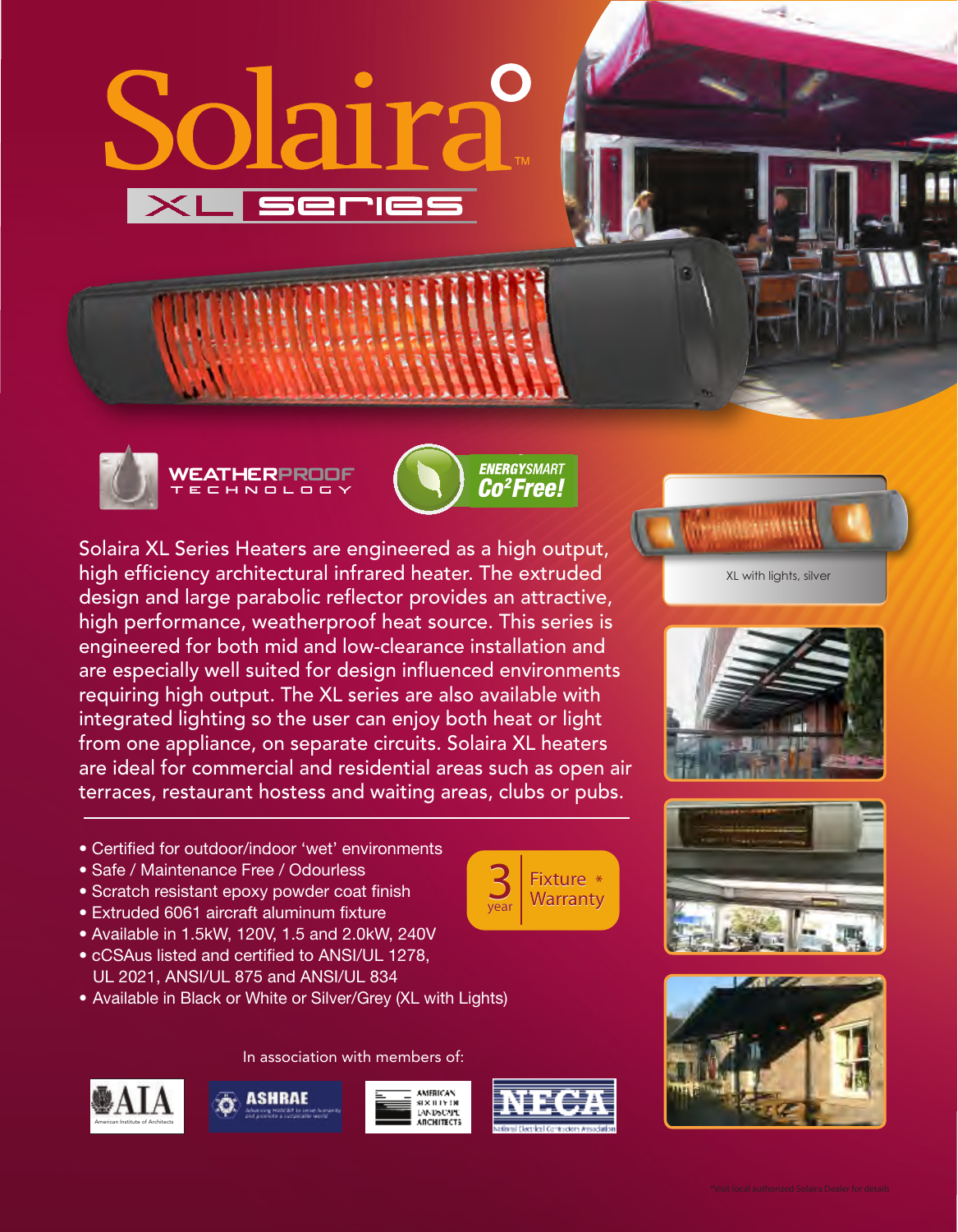# Solaira™

## XL Series

WEATHERPROOF TECHNOLOGY

ENERGYSMART $Co^2$ Free!

XL with lights, silver

Solaira XL Series Heaters are engineered as a high output, high efficiency architectural infrared heater. The extruded design and large parabolic reflector provides an attractive, high performance, weatherproof heat source. This series is engineered for both mid and low-clearance installation and are especially well suited for design influenced environments requiring high output. The XL series are also available with integrated lighting so the user can enjoy both heat or light from one appliance, on separate circuits. Solaira XL heaters are ideal for commercial and residential areas such as open air terraces, restaurant hostess and waiting areas, clubs or pubs.

- Certified for outdoor/indoor 'wet' environments
- Safe / Maintenance Free / Odourless
- Scratch resistant epoxy powder coat finish
- Extruded 6061 aircraft aluminum fixture
- Available in 1.5kW, 120V, 1.5 and 2.0kW, 240V
- cCSAus listed and certified to ANSI/UL 1278, UL 2021, ANSI/UL 875 and ANSI/UL 834
- Available in Black or White or Silver/Grey (XL with Lights)

3 year Fixture Warranty *

In association with members of:

AIA American Institute of Architects · ASHRAE · American Society of Landscape Architects · NECA National Electrical Contractors Association

*Visit local authorized Solaira Dealer for details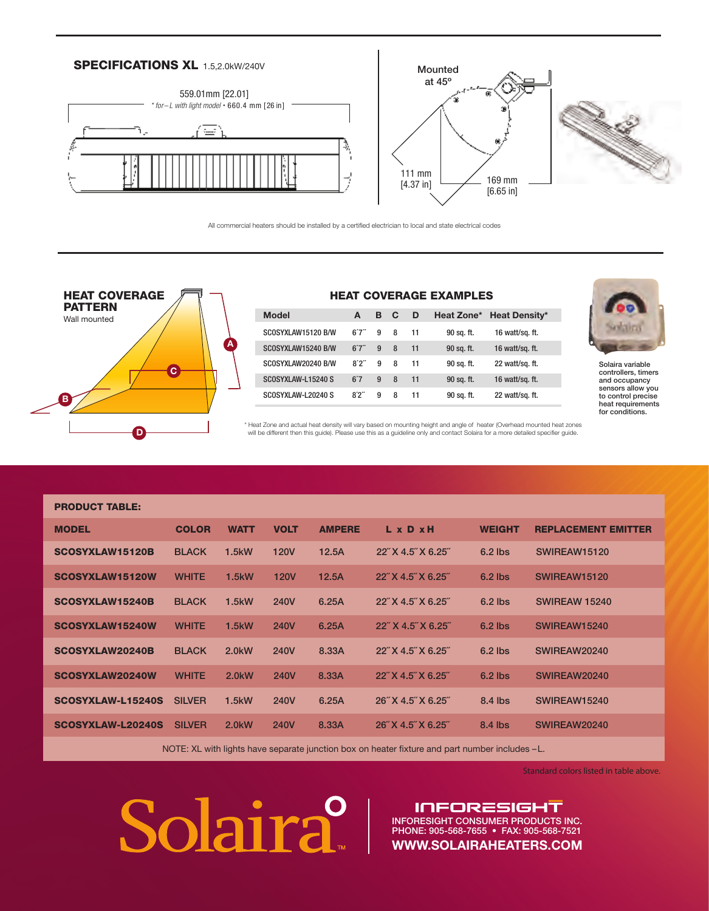## SPECIFICATIONS XL 1.5,2.0kW/240V

559.01mm [22.01]

*\* for –L with light model* • 660.4 mm [26 in]

Mounted at 45º

111 mm [4.37 in]

169 mm [6.65 in]

All commercial heaters should be installed by a certified electrician to local and state electrical codes

## HEAT COVERAGE PATTERN

Wall mounted

A

B

C

D

## HEAT COVERAGE EXAMPLES

| Model | A | B | C | D | Heat Zone* | Heat Density* |
|---|---|---|---|---|---|---|
| SCOSYXLAW15120 B/W | 6'7" | 9 | 8 | 11 | 90 sq. ft. | 16 watt/sq. ft. |
| SCOSYXLAW15240 B/W | 6'7" | 9 | 8 | 11 | 90 sq. ft. | 16 watt/sq. ft. |
| SCOSYXLAW20240 B/W | 8'2" | 9 | 8 | 11 | 90 sq. ft. | 22 watt/sq. ft. |
| SCOSYXLAW-L15240 S | 6'7 | 9 | 8 | 11 | 90 sq. ft. | 16 watt/sq. ft. |
| SCOSYXLAW-L20240 S | 8'2" | 9 | 8 | 11 | 90 sq. ft. | 22 watt/sq. ft. |

\* Heat Zone and actual heat density will vary based on mounting height and angle of heater (Overhead mounted heat zones will be different then this guide). Please use this as a guideline only and contact Solaira for a more detailed specifier guide.

Solaira variable controllers, timers and occupancy sensors allow you to control precise heat requirements for conditions.

**PRODUCT TABLE:**

| MODEL | COLOR | WATT | VOLT | AMPERE | L x D x H | WEIGHT | REPLACEMENT EMITTER |
|---|---|---|---|---|---|---|---|
| SCOSYXLAW15120B | BLACK | 1.5kW | 120V | 12.5A | 22" X 4.5" X 6.25" | 6.2 lbs | SWIREAW15120 |
| SCOSYXLAW15120W | WHITE | 1.5kW | 120V | 12.5A | 22" X 4.5" X 6.25" | 6.2 lbs | SWIREAW15120 |
| SCOSYXLAW15240B | BLACK | 1.5kW | 240V | 6.25A | 22" X 4.5" X 6.25" | 6.2 lbs | SWIREAW 15240 |
| SCOSYXLAW15240W | WHITE | 1.5kW | 240V | 6.25A | 22" X 4.5" X 6.25" | 6.2 lbs | SWIREAW15240 |
| SCOSYXLAW20240B | BLACK | 2.0kW | 240V | 8.33A | 22" X 4.5" X 6.25" | 6.2 lbs | SWIREAW20240 |
| SCOSYXLAW20240W | WHITE | 2.0kW | 240V | 8.33A | 22" X 4.5" X 6.25" | 6.2 lbs | SWIREAW20240 |
| SCOSYXLAW-L15240S | SILVER | 1.5kW | 240V | 6.25A | 26" X 4.5" X 6.25" | 8.4 lbs | SWIREAW15240 |
| SCOSYXLAW-L20240S | SILVER | 2.0kW | 240V | 8.33A | 26" X 4.5" X 6.25" | 8.4 lbs | SWIREAW20240 |

NOTE: XL with lights have separate junction box on heater fixture and part number includes –L.

Standard colors listed in table above.

Solaira™

INFORESIGHT

INFORESIGHT CONSUMER PRODUCTS INC.
PHONE: 905-568-7655 • FAX: 905-568-7521
WWW.SOLAIRAHEATERS.COM